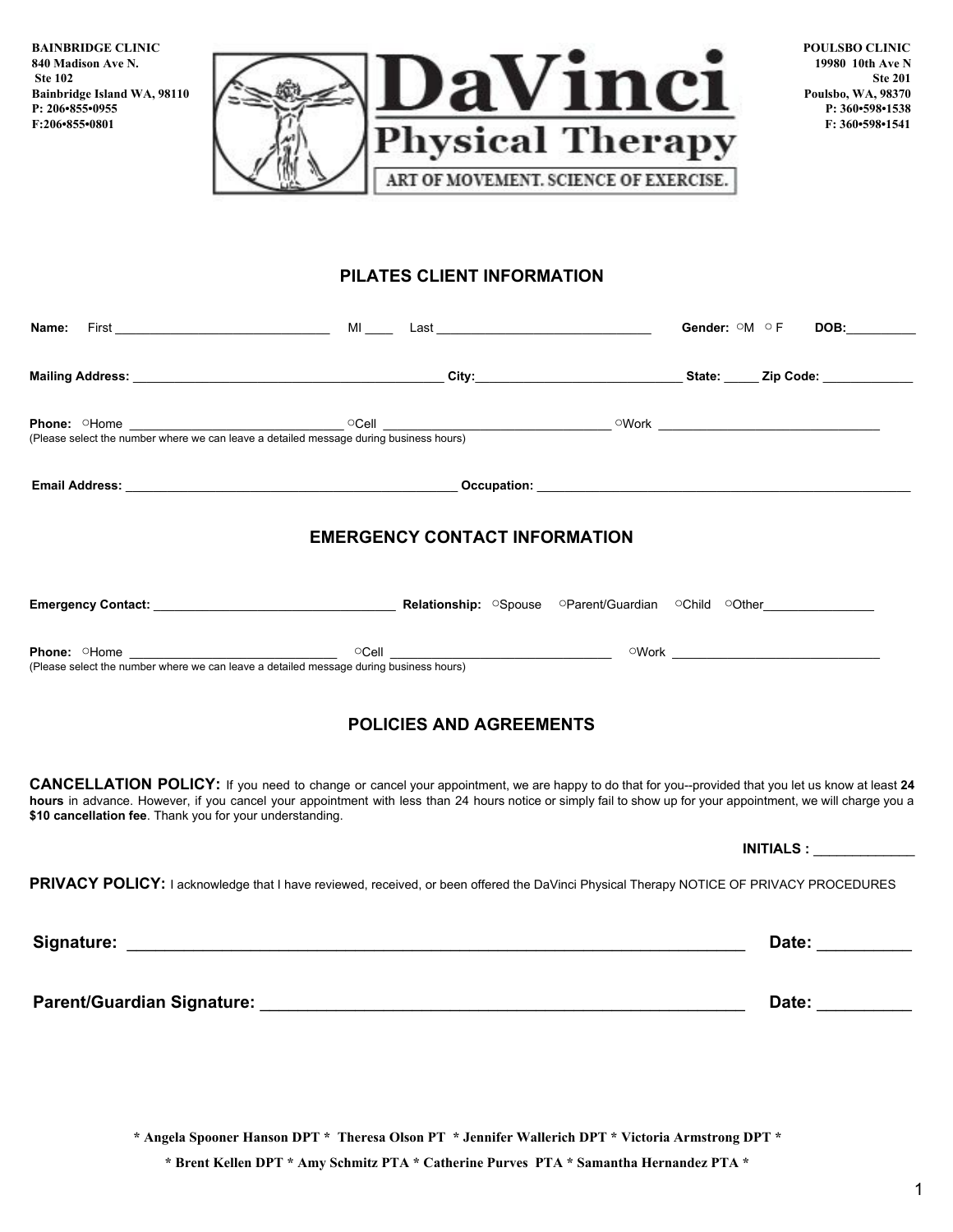**BAINBRIDGE CLINIC**
**840 Madison Ave N.**
**Ste 102**
**Bainbridge Island WA, 98110**
**P: 206•855•0955**
**F:206•855•0801**

# DaVinci Physical Therapy

ART OF MOVEMENT. SCIENCE OF EXERCISE.

**POULSBO CLINIC**
**19980 10th Ave N**
**Ste 201**
**Poulsbo, WA, 98370**
**P: 360•598•1538**
**F: 360•598•1541**

## PILATES CLIENT INFORMATION

**Name:** First _______________________________ MI ____ Last _______________________________ **Gender:** ○M ○F **DOB:**__________

**Mailing Address:** _____________________________________________ **City:**_____________________________ **State:** _____ **Zip Code:** _____________

**Phone:** ○Home _______________________________ ○Cell _________________________________ ○Work _______________________________
(Please select the number where we can leave a detailed message during business hours)

**Email Address:** ________________________________________________ **Occupation:** _______________________________________________________

## EMERGENCY CONTACT INFORMATION

**Emergency Contact:** ___________________________________ **Relationship:** ○Spouse ○Parent/Guardian ○Child ○Other________________

**Phone:** ○Home ______________________________ ○Cell ________________________________ ○Work ______________________________
(Please select the number where we can leave a detailed message during business hours)

## POLICIES AND AGREEMENTS

**CANCELLATION POLICY:** If you need to change or cancel your appointment, we are happy to do that for you--provided that you let us know at least **24 hours** in advance. However, if you cancel your appointment with less than 24 hours notice or simply fail to show up for your appointment, we will charge you a **$10 cancellation fee**. Thank you for your understanding.

**INITIALS :** _____________

**PRIVACY POLICY:** I acknowledge that I have reviewed, received, or been offered the DaVinci Physical Therapy NOTICE OF PRIVACY PROCEDURES

**Signature:** ________________________________________________________________________ **Date:** __________

**Parent/Guardian Signature:** ________________________________________________________ **Date:** __________

**\* Angela Spooner Hanson DPT \* Theresa Olson PT \* Jennifer Wallerich DPT \* Victoria Armstrong DPT \***

**\* Brent Kellen DPT \* Amy Schmitz PTA \* Catherine Purves PTA \* Samantha Hernandez PTA \***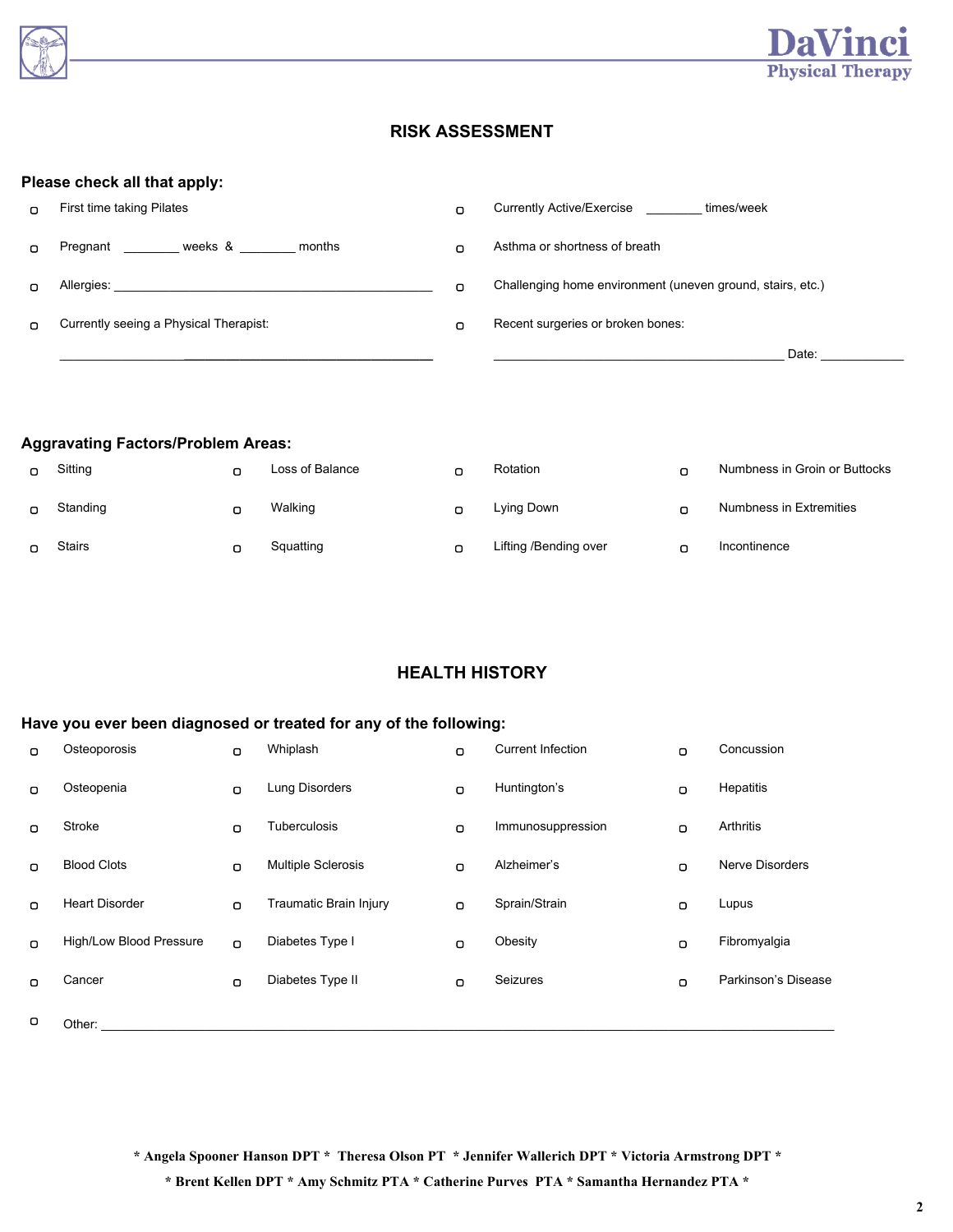DaVinci
Physical Therapy

## RISK ASSESSMENT

**Please check all that apply:**

- ▢ First time taking Pilates
- ▢ Pregnant ________ weeks & ________ months
- ▢ Allergies: ______________________________________________
- ▢ Currently seeing a Physical Therapist: ______________________________________________
- ▢ Currently Active/Exercise ________ times/week
- ▢ Asthma or shortness of breath
- ▢ Challenging home environment (uneven ground, stairs, etc.)
- ▢ Recent surgeries or broken bones: ______________________________________________ Date: ____________

**Aggravating Factors/Problem Areas:**

| | | | |
|---|---|---|---|
| ▢ Sitting | ▢ Loss of Balance | ▢ Rotation | ▢ Numbness in Groin or Buttocks |
| ▢ Standing | ▢ Walking | ▢ Lying Down | ▢ Numbness in Extremities |
| ▢ Stairs | ▢ Squatting | ▢ Lifting /Bending over | ▢ Incontinence |

## HEALTH HISTORY

**Have you ever been diagnosed or treated for any of the following:**

| | | | |
|---|---|---|---|
| ▢ Osteoporosis | ▢ Whiplash | ▢ Current Infection | ▢ Concussion |
| ▢ Osteopenia | ▢ Lung Disorders | ▢ Huntington's | ▢ Hepatitis |
| ▢ Stroke | ▢ Tuberculosis | ▢ Immunosuppression | ▢ Arthritis |
| ▢ Blood Clots | ▢ Multiple Sclerosis | ▢ Alzheimer's | ▢ Nerve Disorders |
| ▢ Heart Disorder | ▢ Traumatic Brain Injury | ▢ Sprain/Strain | ▢ Lupus |
| ▢ High/Low Blood Pressure | ▢ Diabetes Type I | ▢ Obesity | ▢ Fibromyalgia |
| ▢ Cancer | ▢ Diabetes Type II | ▢ Seizures | ▢ Parkinson's Disease |

▢ Other: ______________________________________________________________________________

**\* Angela Spooner Hanson DPT \* Theresa Olson PT \* Jennifer Wallerich DPT \* Victoria Armstrong DPT \***
**\* Brent Kellen DPT \* Amy Schmitz PTA \* Catherine Purves PTA \* Samantha Hernandez PTA \***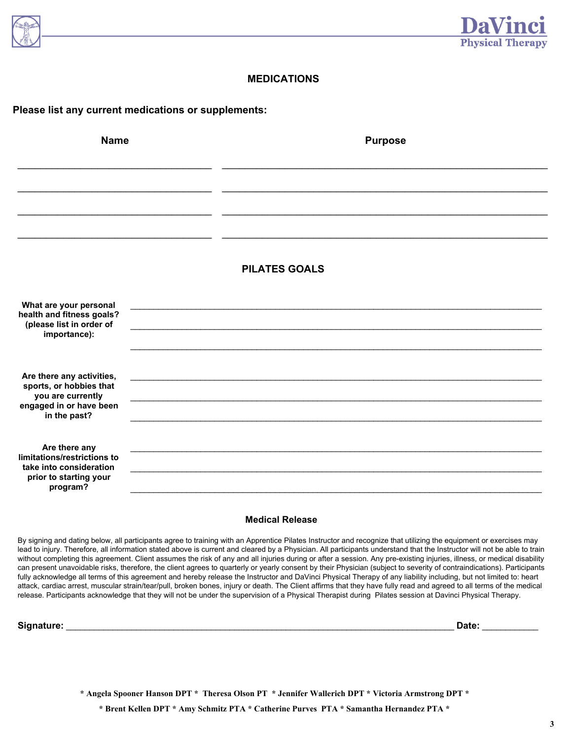DaVinci
Physical Therapy

## MEDICATIONS

**Please list any current medications or supplements:**

| Name | Purpose |
|---|---|
| ____________________ | ____________________ |
| ____________________ | ____________________ |
| ____________________ | ____________________ |
| ____________________ | ____________________ |

## PILATES GOALS

**What are your personal health and fitness goals? (please list in order of importance):**

______________________________________________________________

______________________________________________________________

______________________________________________________________

**Are there any activities, sports, or hobbies that you are currently engaged in or have been in the past?**

______________________________________________________________

______________________________________________________________

______________________________________________________________

**Are there any limitations/restrictions to take into consideration prior to starting your program?**

______________________________________________________________

______________________________________________________________

______________________________________________________________

### Medical Release

By signing and dating below, all participants agree to training with an Apprentice Pilates Instructor and recognize that utilizing the equipment or exercises may lead to injury. Therefore, all information stated above is current and cleared by a Physician. All participants understand that the Instructor will not be able to train without completing this agreement. Client assumes the risk of any and all injuries during or after a session. Any pre-existing injuries, illness, or medical disability can present unavoidable risks, therefore, the client agrees to quarterly or yearly consent by their Physician (subject to severity of contraindications). Participants fully acknowledge all terms of this agreement and hereby release the Instructor and DaVinci Physical Therapy of any liability including, but not limited to: heart attack, cardiac arrest, muscular strain/tear/pull, broken bones, injury or death. The Client affirms that they have fully read and agreed to all terms of the medical release. Participants acknowledge that they will not be under the supervision of a Physical Therapist during Pilates session at Davinci Physical Therapy.

**Signature:** ______________________________________________ **Date:** ___________

**\* Angela Spooner Hanson DPT \* Theresa Olson PT \* Jennifer Wallerich DPT \* Victoria Armstrong DPT \***

**\* Brent Kellen DPT \* Amy Schmitz PTA \* Catherine Purves PTA \* Samantha Hernandez PTA \***